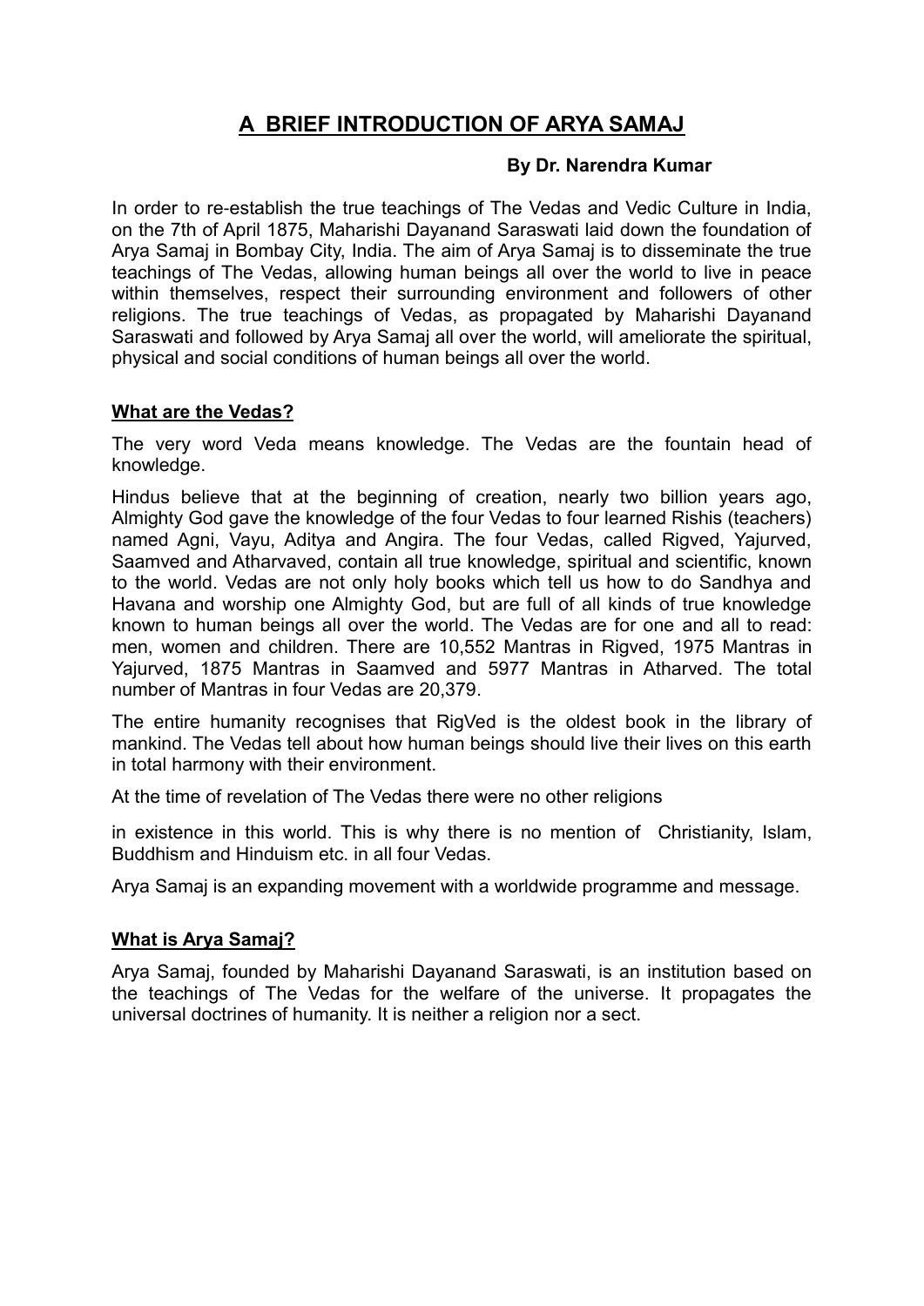# A BRIEF INTRODUCTION OF ARYA SAMAJ

**By Dr. Narendra Kumar**

In order to re-establish the true teachings of The Vedas and Vedic Culture in India, on the 7th of April 1875, Maharishi Dayanand Saraswati laid down the foundation of Arya Samaj in Bombay City, India. The aim of Arya Samaj is to disseminate the true teachings of The Vedas, allowing human beings all over the world to live in peace within themselves, respect their surrounding environment and followers of other religions. The true teachings of Vedas, as propagated by Maharishi Dayanand Saraswati and followed by Arya Samaj all over the world, will ameliorate the spiritual, physical and social conditions of human beings all over the world.

## What are the Vedas?

The very word Veda means knowledge. The Vedas are the fountain head of knowledge.

Hindus believe that at the beginning of creation, nearly two billion years ago, Almighty God gave the knowledge of the four Vedas to four learned Rishis (teachers) named Agni, Vayu, Aditya and Angira. The four Vedas, called Rigved, Yajurved, Saamved and Atharvaved, contain all true knowledge, spiritual and scientific, known to the world. Vedas are not only holy books which tell us how to do Sandhya and Havana and worship one Almighty God, but are full of all kinds of true knowledge known to human beings all over the world. The Vedas are for one and all to read: men, women and children. There are 10,552 Mantras in Rigved, 1975 Mantras in Yajurved, 1875 Mantras in Saamved and 5977 Mantras in Atharved. The total number of Mantras in four Vedas are 20,379.

The entire humanity recognises that RigVed is the oldest book in the library of mankind. The Vedas tell about how human beings should live their lives on this earth in total harmony with their environment.

At the time of revelation of The Vedas there were no other religions in existence in this world. This is why there is no mention of Christianity, Islam, Buddhism and Hinduism etc. in all four Vedas.

Arya Samaj is an expanding movement with a worldwide programme and message.

## What is Arya Samaj?

Arya Samaj, founded by Maharishi Dayanand Saraswati, is an institution based on the teachings of The Vedas for the welfare of the universe. It propagates the universal doctrines of humanity. It is neither a religion nor a sect.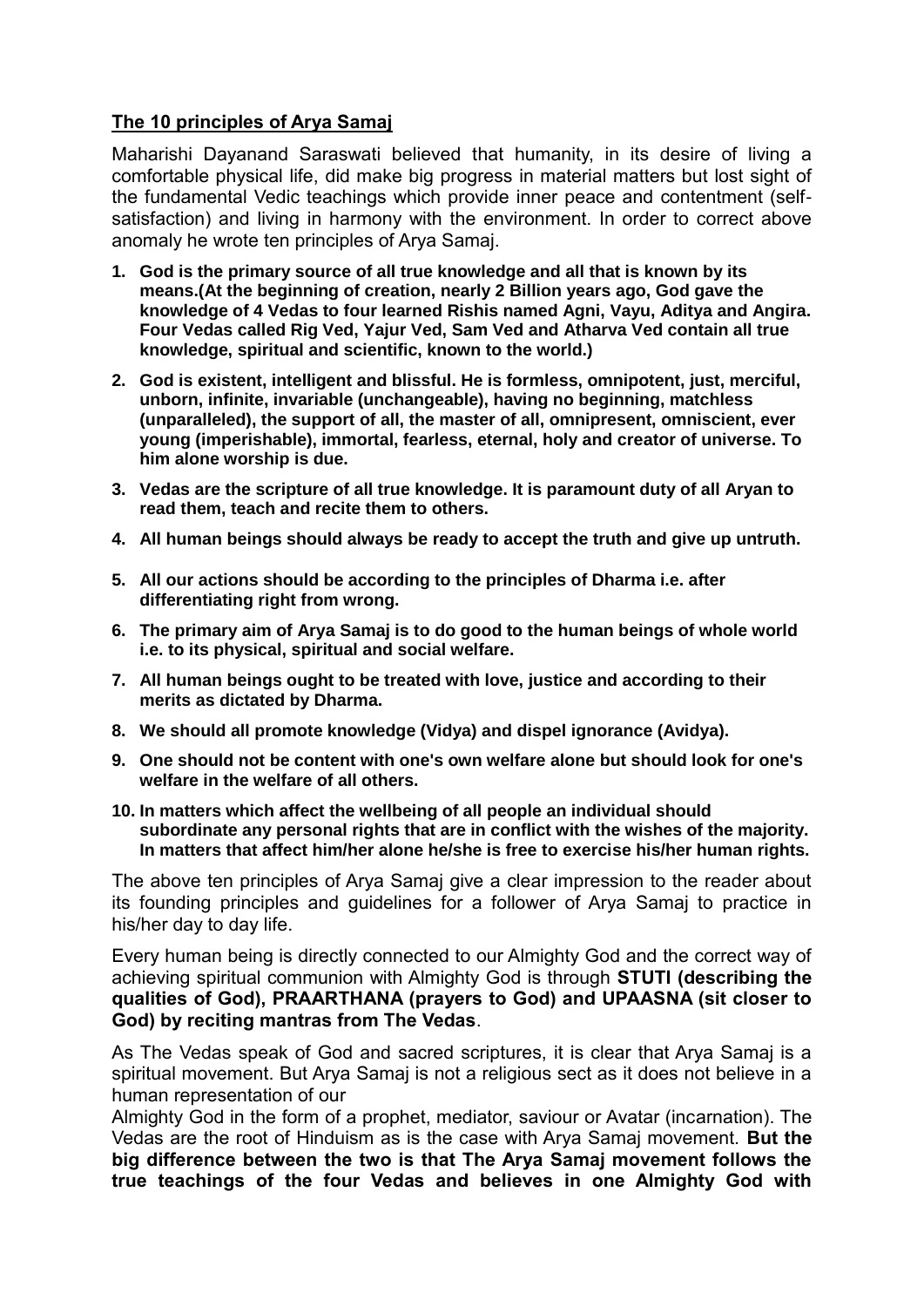## The 10 principles of Arya Samaj

Maharishi Dayanand Saraswati believed that humanity, in its desire of living a comfortable physical life, did make big progress in material matters but lost sight of the fundamental Vedic teachings which provide inner peace and contentment (self-satisfaction) and living in harmony with the environment. In order to correct above anomaly he wrote ten principles of Arya Samaj.

1. **God is the primary source of all true knowledge and all that is known by its means.(At the beginning of creation, nearly 2 Billion years ago, God gave the knowledge of 4 Vedas to four learned Rishis named Agni, Vayu, Aditya and Angira. Four Vedas called Rig Ved, Yajur Ved, Sam Ved and Atharva Ved contain all true knowledge, spiritual and scientific, known to the world.)**
2. **God is existent, intelligent and blissful. He is formless, omnipotent, just, merciful, unborn, infinite, invariable (unchangeable), having no beginning, matchless (unparalleled), the support of all, the master of all, omnipresent, omniscient, ever young (imperishable), immortal, fearless, eternal, holy and creator of universe. To him alone worship is due.**
3. **Vedas are the scripture of all true knowledge. It is paramount duty of all Aryan to read them, teach and recite them to others.**
4. **All human beings should always be ready to accept the truth and give up untruth.**
5. **All our actions should be according to the principles of Dharma i.e. after differentiating right from wrong.**
6. **The primary aim of Arya Samaj is to do good to the human beings of whole world i.e. to its physical, spiritual and social welfare.**
7. **All human beings ought to be treated with love, justice and according to their merits as dictated by Dharma.**
8. **We should all promote knowledge (Vidya) and dispel ignorance (Avidya).**
9. **One should not be content with one's own welfare alone but should look for one's welfare in the welfare of all others.**
10. **In matters which affect the wellbeing of all people an individual should subordinate any personal rights that are in conflict with the wishes of the majority. In matters that affect him/her alone he/she is free to exercise his/her human rights.**

The above ten principles of Arya Samaj give a clear impression to the reader about its founding principles and guidelines for a follower of Arya Samaj to practice in his/her day to day life.

Every human being is directly connected to our Almighty God and the correct way of achieving spiritual communion with Almighty God is through **STUTI (describing the qualities of God), PRAARTHANA (prayers to God) and UPAASNA (sit closer to God) by reciting mantras from The Vedas**.

As The Vedas speak of God and sacred scriptures, it is clear that Arya Samaj is a spiritual movement. But Arya Samaj is not a religious sect as it does not believe in a human representation of our Almighty God in the form of a prophet, mediator, saviour or Avatar (incarnation). The Vedas are the root of Hinduism as is the case with Arya Samaj movement. **But the big difference between the two is that The Arya Samaj movement follows the true teachings of the four Vedas and believes in one Almighty God with**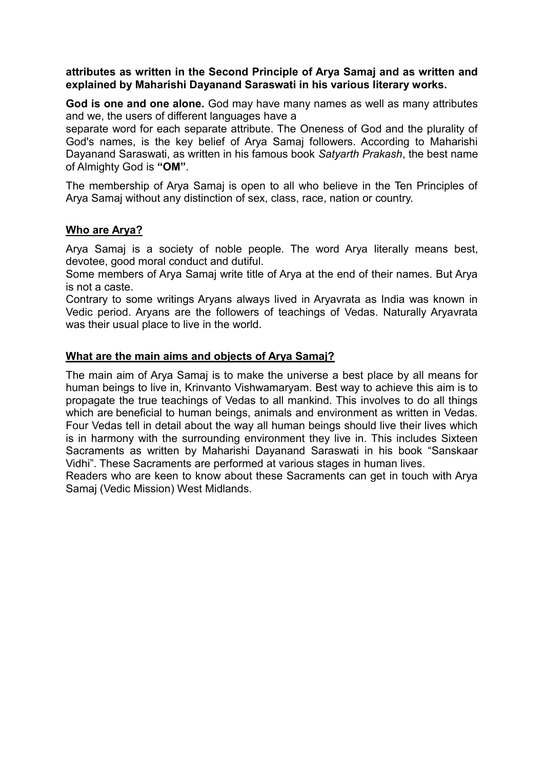**attributes as written in the Second Principle of Arya Samaj and as written and explained by Maharishi Dayanand Saraswati in his various literary works.**

**God is one and one alone.** God may have many names as well as many attributes and we, the users of different languages have a separate word for each separate attribute. The Oneness of God and the plurality of God's names, is the key belief of Arya Samaj followers. According to Maharishi Dayanand Saraswati, as written in his famous book *Satyarth Prakash*, the best name of Almighty God is **"OM"**.

The membership of Arya Samaj is open to all who believe in the Ten Principles of Arya Samaj without any distinction of sex, class, race, nation or country.

## Who are Arya?

Arya Samaj is a society of noble people. The word Arya literally means best, devotee, good moral conduct and dutiful.
Some members of Arya Samaj write title of Arya at the end of their names. But Arya is not a caste.
Contrary to some writings Aryans always lived in Aryavrata as India was known in Vedic period. Aryans are the followers of teachings of Vedas. Naturally Aryavrata was their usual place to live in the world.

## What are the main aims and objects of Arya Samaj?

The main aim of Arya Samaj is to make the universe a best place by all means for human beings to live in, Krinvanto Vishwamaryam. Best way to achieve this aim is to propagate the true teachings of Vedas to all mankind. This involves to do all things which are beneficial to human beings, animals and environment as written in Vedas. Four Vedas tell in detail about the way all human beings should live their lives which is in harmony with the surrounding environment they live in. This includes Sixteen Sacraments as written by Maharishi Dayanand Saraswati in his book "Sanskaar Vidhi". These Sacraments are performed at various stages in human lives.
Readers who are keen to know about these Sacraments can get in touch with Arya Samaj (Vedic Mission) West Midlands.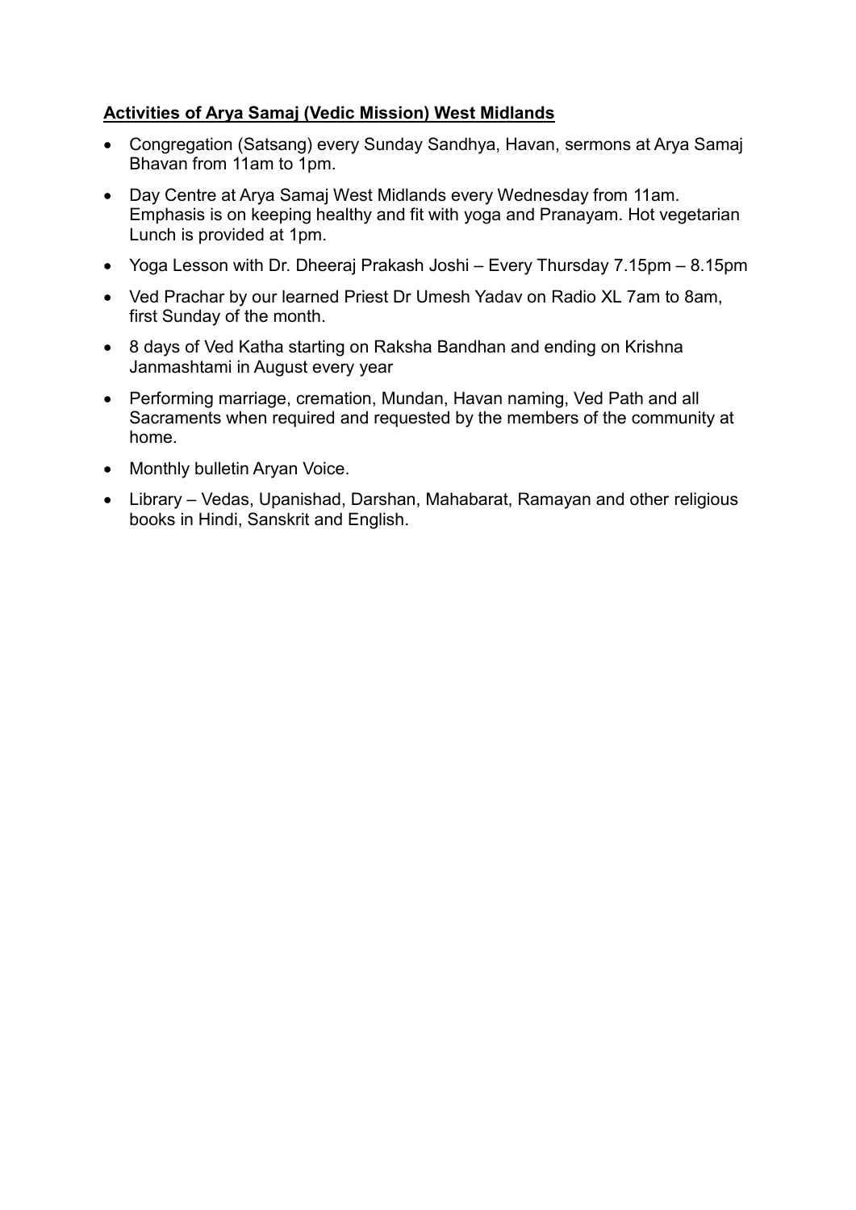**Activities of Arya Samaj (Vedic Mission) West Midlands**

- Congregation (Satsang) every Sunday Sandhya, Havan, sermons at Arya Samaj Bhavan from 11am to 1pm.
- Day Centre at Arya Samaj West Midlands every Wednesday from 11am. Emphasis is on keeping healthy and fit with yoga and Pranayam. Hot vegetarian Lunch is provided at 1pm.
- Yoga Lesson with Dr. Dheeraj Prakash Joshi – Every Thursday 7.15pm – 8.15pm
- Ved Prachar by our learned Priest Dr Umesh Yadav on Radio XL 7am to 8am, first Sunday of the month.
- 8 days of Ved Katha starting on Raksha Bandhan and ending on Krishna Janmashtami in August every year
- Performing marriage, cremation, Mundan, Havan naming, Ved Path and all Sacraments when required and requested by the members of the community at home.
- Monthly bulletin Aryan Voice.
- Library – Vedas, Upanishad, Darshan, Mahabarat, Ramayan and other religious books in Hindi, Sanskrit and English.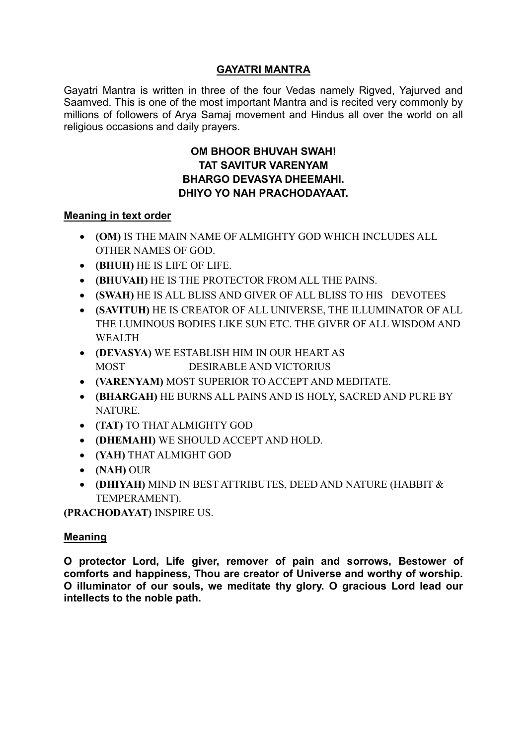## GAYATRI MANTRA

Gayatri Mantra is written in three of the four Vedas namely Rigved, Yajurved and Saamved. This is one of the most important Mantra and is recited very commonly by millions of followers of Arya Samaj movement and Hindus all over the world on all religious occasions and daily prayers.

**OM BHOOR BHUVAH SWAH!**
**TAT SAVITUR VARENYAM**
**BHARGO DEVASYA DHEEMAHI.**
**DHIYO YO NAH PRACHODAYAAT.**

### Meaning in text order

- **(OM)** IS THE MAIN NAME OF ALMIGHTY GOD WHICH INCLUDES ALL OTHER NAMES OF GOD.
- **(BHUH)** HE IS LIFE OF LIFE.
- **(BHUVAH)** HE IS THE PROTECTOR FROM ALL THE PAINS.
- **(SWAH)** HE IS ALL BLISS AND GIVER OF ALL BLISS TO HIS DEVOTEES
- **(SAVITUH)** HE IS CREATOR OF ALL UNIVERSE, THE ILLUMINATOR OF ALL THE LUMINOUS BODIES LIKE SUN ETC. THE GIVER OF ALL WISDOM AND WEALTH
- **(DEVASYA)** WE ESTABLISH HIM IN OUR HEART AS MOST DESIRABLE AND VICTORIUS
- **(VARENYAM)** MOST SUPERIOR TO ACCEPT AND MEDITATE.
- **(BHARGAH)** HE BURNS ALL PAINS AND IS HOLY, SACRED AND PURE BY NATURE.
- **(TAT)** TO THAT ALMIGHTY GOD
- **(DHEMAHI)** WE SHOULD ACCEPT AND HOLD.
- **(YAH)** THAT ALMIGHT GOD
- **(NAH)** OUR
- **(DHIYAH)** MIND IN BEST ATTRIBUTES, DEED AND NATURE (HABBIT & TEMPERAMENT).

**(PRACHODAYAT)** INSPIRE US.

### Meaning

**O protector Lord, Life giver, remover of pain and sorrows, Bestower of comforts and happiness, Thou are creator of Universe and worthy of worship. O illuminator of our souls, we meditate thy glory. O gracious Lord lead our intellects to the noble path.**